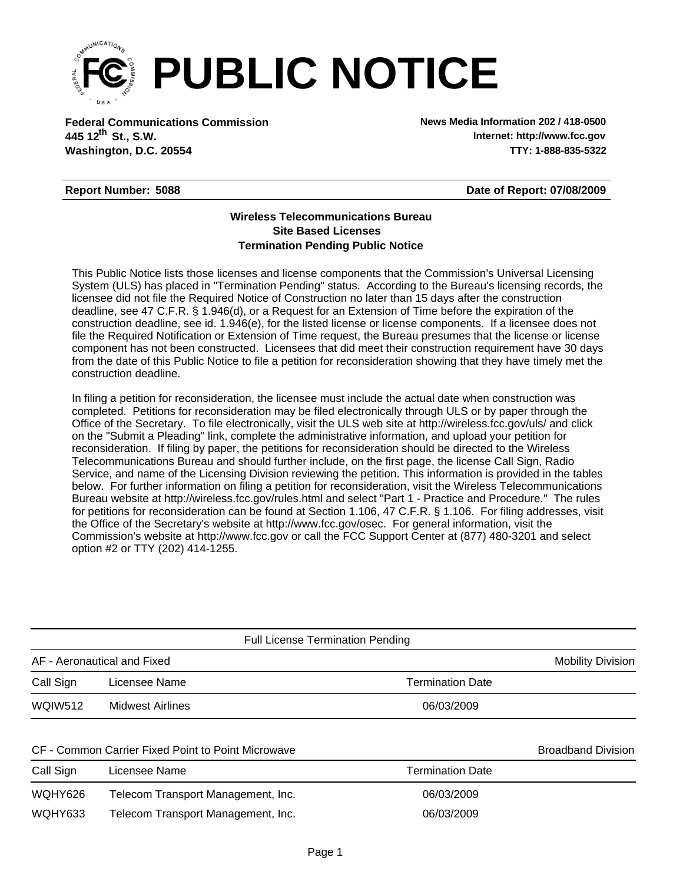# PUBLIC NOTICE

**Federal Communications Commission**
**445 12th St., S.W.**
**Washington, D.C. 20554**

**News Media Information 202 / 418-0500**
**Internet: http://www.fcc.gov**
**TTY: 1-888-835-5322**

**Report Number: 5088** | **Date of Report: 07/08/2009**

### Wireless Telecommunications Bureau
### Site Based Licenses
### Termination Pending Public Notice

This Public Notice lists those licenses and license components that the Commission's Universal Licensing System (ULS) has placed in "Termination Pending" status. According to the Bureau's licensing records, the licensee did not file the Required Notice of Construction no later than 15 days after the construction deadline, see 47 C.F.R. § 1.946(d), or a Request for an Extension of Time before the expiration of the construction deadline, see id. 1.946(e), for the listed license or license components. If a licensee does not file the Required Notification or Extension of Time request, the Bureau presumes that the license or license component has not been constructed. Licensees that did meet their construction requirement have 30 days from the date of this Public Notice to file a petition for reconsideration showing that they have timely met the construction deadline.

In filing a petition for reconsideration, the licensee must include the actual date when construction was completed. Petitions for reconsideration may be filed electronically through ULS or by paper through the Office of the Secretary. To file electronically, visit the ULS web site at http://wireless.fcc.gov/uls/ and click on the "Submit a Pleading" link, complete the administrative information, and upload your petition for reconsideration. If filing by paper, the petitions for reconsideration should be directed to the Wireless Telecommunications Bureau and should further include, on the first page, the license Call Sign, Radio Service, and name of the Licensing Division reviewing the petition. This information is provided in the tables below. For further information on filing a petition for reconsideration, visit the Wireless Telecommunications Bureau website at http://wireless.fcc.gov/rules.html and select "Part 1 - Practice and Procedure." The rules for petitions for reconsideration can be found at Section 1.106, 47 C.F.R. § 1.106. For filing addresses, visit the Office of the Secretary's website at http://www.fcc.gov/osec. For general information, visit the Commission's website at http://www.fcc.gov or call the FCC Support Center at (877) 480-3201 and select option #2 or TTY (202) 414-1255.

## Full License Termination Pending

**AF - Aeronautical and Fixed** — Mobility Division

| Call Sign | Licensee Name | Termination Date |
|---|---|---|
| WQIW512 | Midwest Airlines | 06/03/2009 |

**CF - Common Carrier Fixed Point to Point Microwave** — Broadband Division

| Call Sign | Licensee Name | Termination Date |
|---|---|---|
| WQHY626 | Telecom Transport Management, Inc. | 06/03/2009 |
| WQHY633 | Telecom Transport Management, Inc. | 06/03/2009 |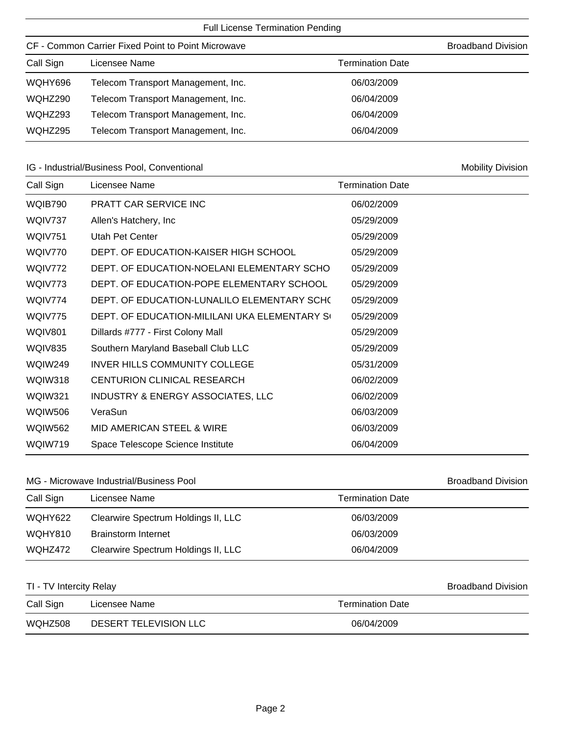## Full License Termination Pending

### CF - Common Carrier Fixed Point to Point Microwave — Broadband Division

| Call Sign | Licensee Name | Termination Date |
|---|---|---|
| WQHY696 | Telecom Transport Management, Inc. | 06/03/2009 |
| WQHZ290 | Telecom Transport Management, Inc. | 06/04/2009 |
| WQHZ293 | Telecom Transport Management, Inc. | 06/04/2009 |
| WQHZ295 | Telecom Transport Management, Inc. | 06/04/2009 |

### IG - Industrial/Business Pool, Conventional — Mobility Division

| Call Sign | Licensee Name | Termination Date |
|---|---|---|
| WQIB790 | PRATT CAR SERVICE INC | 06/02/2009 |
| WQIV737 | Allen's Hatchery, Inc | 05/29/2009 |
| WQIV751 | Utah Pet Center | 05/29/2009 |
| WQIV770 | DEPT. OF EDUCATION-KAISER HIGH SCHOOL | 05/29/2009 |
| WQIV772 | DEPT. OF EDUCATION-NOELANI ELEMENTARY SCHO | 05/29/2009 |
| WQIV773 | DEPT. OF EDUCATION-POPE ELEMENTARY SCHOOL | 05/29/2009 |
| WQIV774 | DEPT. OF EDUCATION-LUNALILO ELEMENTARY SCHO | 05/29/2009 |
| WQIV775 | DEPT. OF EDUCATION-MILILANI UKA ELEMENTARY S | 05/29/2009 |
| WQIV801 | Dillards #777 - First Colony Mall | 05/29/2009 |
| WQIV835 | Southern Maryland Baseball Club LLC | 05/29/2009 |
| WQIW249 | INVER HILLS COMMUNITY COLLEGE | 05/31/2009 |
| WQIW318 | CENTURION CLINICAL RESEARCH | 06/02/2009 |
| WQIW321 | INDUSTRY & ENERGY ASSOCIATES, LLC | 06/02/2009 |
| WQIW506 | VeraSun | 06/03/2009 |
| WQIW562 | MID AMERICAN STEEL & WIRE | 06/03/2009 |
| WQIW719 | Space Telescope Science Institute | 06/04/2009 |

### MG - Microwave Industrial/Business Pool — Broadband Division

| Call Sign | Licensee Name | Termination Date |
|---|---|---|
| WQHY622 | Clearwire Spectrum Holdings II, LLC | 06/03/2009 |
| WQHY810 | Brainstorm Internet | 06/03/2009 |
| WQHZ472 | Clearwire Spectrum Holdings II, LLC | 06/04/2009 |

### TI - TV Intercity Relay — Broadband Division

| Call Sign | Licensee Name | Termination Date |
|---|---|---|
| WQHZ508 | DESERT TELEVISION LLC | 06/04/2009 |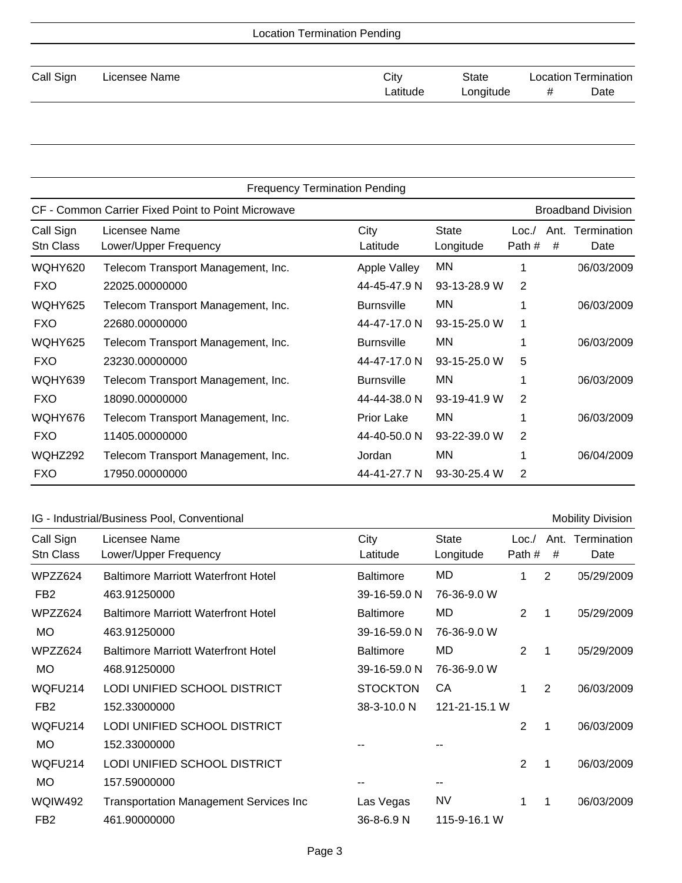## Location Termination Pending

| Call Sign | Licensee Name | City<br>Latitude | State<br>Longitude | Location<br>\# | Termination<br>Date |
|---|---|---|---|---|---|

## Frequency Termination Pending

### CF - Common Carrier Fixed Point to Point Microwave — Broadband Division

| Call Sign<br>Stn Class | Licensee Name<br>Lower/Upper Frequency | City<br>Latitude | State<br>Longitude | Loc./<br>Path # | Ant.<br>\# | Termination<br>Date |
|---|---|---|---|---|---|---|
| WQHY620 | Telecom Transport Management, Inc. | Apple Valley | MN | 1 | | 06/03/2009 |
| FXO | 22025.00000000 | 44-45-47.9 N | 93-13-28.9 W | 2 | | |
| WQHY625 | Telecom Transport Management, Inc. | Burnsville | MN | 1 | | 06/03/2009 |
| FXO | 22680.00000000 | 44-47-17.0 N | 93-15-25.0 W | 1 | | |
| WQHY625 | Telecom Transport Management, Inc. | Burnsville | MN | 1 | | 06/03/2009 |
| FXO | 23230.00000000 | 44-47-17.0 N | 93-15-25.0 W | 5 | | |
| WQHY639 | Telecom Transport Management, Inc. | Burnsville | MN | 1 | | 06/03/2009 |
| FXO | 18090.00000000 | 44-44-38.0 N | 93-19-41.9 W | 2 | | |
| WQHY676 | Telecom Transport Management, Inc. | Prior Lake | MN | 1 | | 06/03/2009 |
| FXO | 11405.00000000 | 44-40-50.0 N | 93-22-39.0 W | 2 | | |
| WQHZ292 | Telecom Transport Management, Inc. | Jordan | MN | 1 | | 06/04/2009 |
| FXO | 17950.00000000 | 44-41-27.7 N | 93-30-25.4 W | 2 | | |

### IG - Industrial/Business Pool, Conventional — Mobility Division

| Call Sign<br>Stn Class | Licensee Name<br>Lower/Upper Frequency | City<br>Latitude | State<br>Longitude | Loc./<br>Path # | Ant.<br>\# | Termination<br>Date |
|---|---|---|---|---|---|---|
| WPZZ624 | Baltimore Marriott Waterfront Hotel | Baltimore | MD | 1 | 2 | 05/29/2009 |
| FB2 | 463.91250000 | 39-16-59.0 N | 76-36-9.0 W | | | |
| WPZZ624 | Baltimore Marriott Waterfront Hotel | Baltimore | MD | 2 | 1 | 05/29/2009 |
| MO | 463.91250000 | 39-16-59.0 N | 76-36-9.0 W | | | |
| WPZZ624 | Baltimore Marriott Waterfront Hotel | Baltimore | MD | 2 | 1 | 05/29/2009 |
| MO | 468.91250000 | 39-16-59.0 N | 76-36-9.0 W | | | |
| WQFU214 | LODI UNIFIED SCHOOL DISTRICT | STOCKTON | CA | 1 | 2 | 06/03/2009 |
| FB2 | 152.33000000 | 38-3-10.0 N | 121-21-15.1 W | | | |
| WQFU214 | LODI UNIFIED SCHOOL DISTRICT | | | 2 | 1 | 06/03/2009 |
| MO | 152.33000000 | -- | -- | | | |
| WQFU214 | LODI UNIFIED SCHOOL DISTRICT | | | 2 | 1 | 06/03/2009 |
| MO | 157.59000000 | -- | -- | | | |
| WQIW492 | Transportation Management Services Inc | Las Vegas | NV | 1 | 1 | 06/03/2009 |
| FB2 | 461.90000000 | 36-8-6.9 N | 115-9-16.1 W | | | |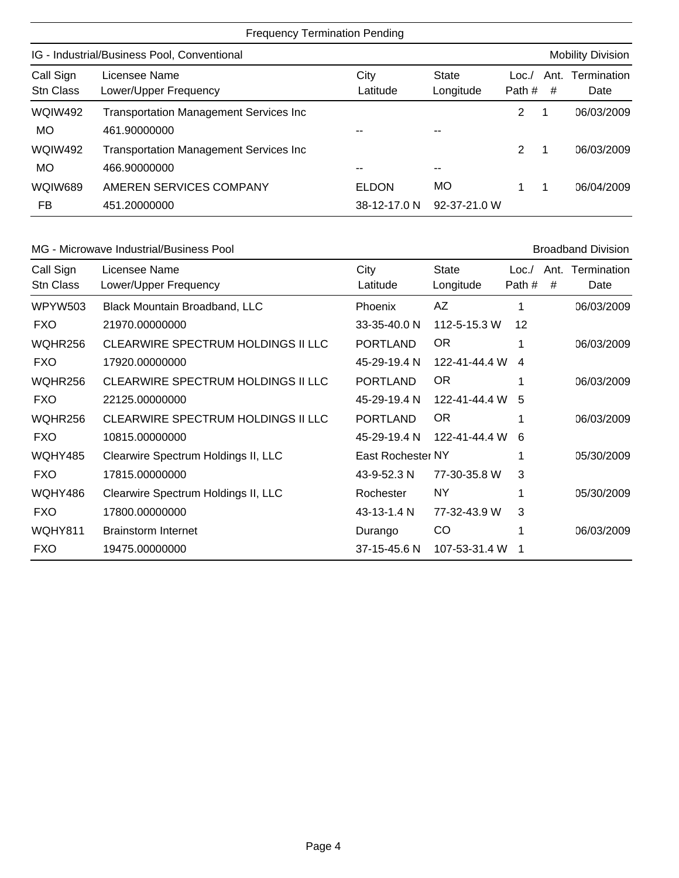## Frequency Termination Pending

### IG - Industrial/Business Pool, Conventional — Mobility Division

| Call Sign<br>Stn Class | Licensee Name<br>Lower/Upper Frequency | City<br>Latitude | State<br>Longitude | Loc./<br>Path # | Ant.<br># | Termination<br>Date |
|---|---|---|---|---|---|---|
| WQIW492<br>MO | Transportation Management Services Inc<br>461.90000000 | <br>-- | <br>-- | 2 | 1 | 06/03/2009 |
| WQIW492<br>MO | Transportation Management Services Inc<br>466.90000000 | <br>-- | <br>-- | 2 | 1 | 06/03/2009 |
| WQIW689<br>FB | AMEREN SERVICES COMPANY<br>451.20000000 | ELDON<br>38-12-17.0 N | MO<br>92-37-21.0 W | 1 | 1 | 06/04/2009 |

### MG - Microwave Industrial/Business Pool — Broadband Division

| Call Sign<br>Stn Class | Licensee Name<br>Lower/Upper Frequency | City<br>Latitude | State<br>Longitude | Loc./<br>Path # | Ant.<br># | Termination<br>Date |
|---|---|---|---|---|---|---|
| WPYW503<br>FXO | Black Mountain Broadband, LLC<br>21970.00000000 | Phoenix<br>33-35-40.0 N | AZ<br>112-5-15.3 W | 1<br>12 | | 06/03/2009 |
| WQHR256<br>FXO | CLEARWIRE SPECTRUM HOLDINGS II LLC<br>17920.00000000 | PORTLAND<br>45-29-19.4 N | OR<br>122-41-44.4 W | 1<br>4 | | 06/03/2009 |
| WQHR256<br>FXO | CLEARWIRE SPECTRUM HOLDINGS II LLC<br>22125.00000000 | PORTLAND<br>45-29-19.4 N | OR<br>122-41-44.4 W | 1<br>5 | | 06/03/2009 |
| WQHR256<br>FXO | CLEARWIRE SPECTRUM HOLDINGS II LLC<br>10815.00000000 | PORTLAND<br>45-29-19.4 N | OR<br>122-41-44.4 W | 1<br>6 | | 06/03/2009 |
| WQHY485<br>FXO | Clearwire Spectrum Holdings II, LLC<br>17815.00000000 | East Rochester<br>43-9-52.3 N | NY<br>77-30-35.8 W | 1<br>3 | | 05/30/2009 |
| WQHY486<br>FXO | Clearwire Spectrum Holdings II, LLC<br>17800.00000000 | Rochester<br>43-13-1.4 N | NY<br>77-32-43.9 W | 1<br>3 | | 05/30/2009 |
| WQHY811<br>FXO | Brainstorm Internet<br>19475.00000000 | Durango<br>37-15-45.6 N | CO<br>107-53-31.4 W | 1<br>1 | | 06/03/2009 |